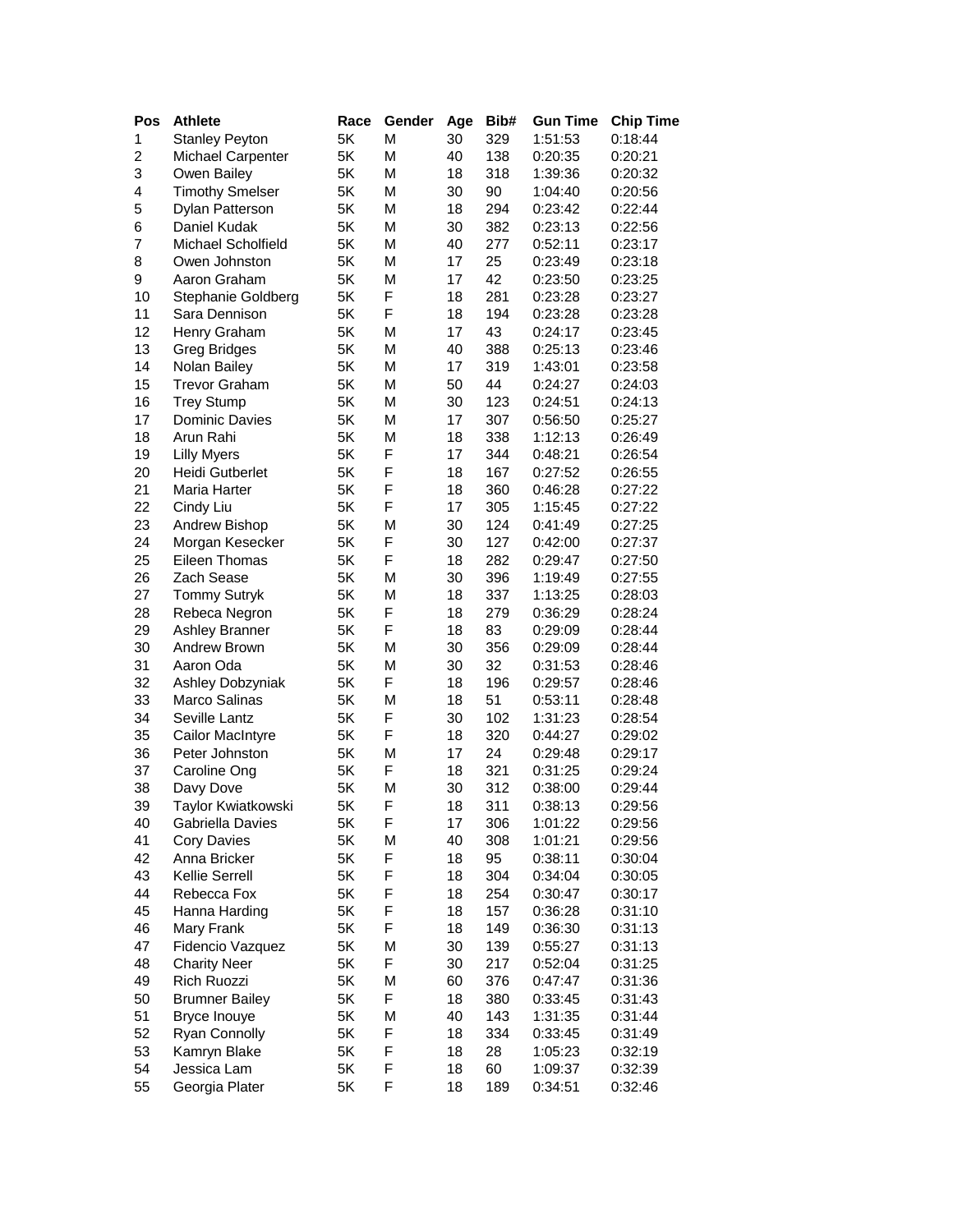| Pos | Athlete | Race | Gender | Age | Bib# | Gun Time | Chip Time |
|---|---|---|---|---|---|---|---|
| 1 | Stanley Peyton | 5K | M | 30 | 329 | 1:51:53 | 0:18:44 |
| 2 | Michael Carpenter | 5K | M | 40 | 138 | 0:20:35 | 0:20:21 |
| 3 | Owen Bailey | 5K | M | 18 | 318 | 1:39:36 | 0:20:32 |
| 4 | Timothy Smelser | 5K | M | 30 | 90 | 1:04:40 | 0:20:56 |
| 5 | Dylan Patterson | 5K | M | 18 | 294 | 0:23:42 | 0:22:44 |
| 6 | Daniel Kudak | 5K | M | 30 | 382 | 0:23:13 | 0:22:56 |
| 7 | Michael Scholfield | 5K | M | 40 | 277 | 0:52:11 | 0:23:17 |
| 8 | Owen Johnston | 5K | M | 17 | 25 | 0:23:49 | 0:23:18 |
| 9 | Aaron Graham | 5K | M | 17 | 42 | 0:23:50 | 0:23:25 |
| 10 | Stephanie Goldberg | 5K | F | 18 | 281 | 0:23:28 | 0:23:27 |
| 11 | Sara Dennison | 5K | F | 18 | 194 | 0:23:28 | 0:23:28 |
| 12 | Henry Graham | 5K | M | 17 | 43 | 0:24:17 | 0:23:45 |
| 13 | Greg Bridges | 5K | M | 40 | 388 | 0:25:13 | 0:23:46 |
| 14 | Nolan Bailey | 5K | M | 17 | 319 | 1:43:01 | 0:23:58 |
| 15 | Trevor Graham | 5K | M | 50 | 44 | 0:24:27 | 0:24:03 |
| 16 | Trey Stump | 5K | M | 30 | 123 | 0:24:51 | 0:24:13 |
| 17 | Dominic Davies | 5K | M | 17 | 307 | 0:56:50 | 0:25:27 |
| 18 | Arun Rahi | 5K | M | 18 | 338 | 1:12:13 | 0:26:49 |
| 19 | Lilly Myers | 5K | F | 17 | 344 | 0:48:21 | 0:26:54 |
| 20 | Heidi Gutberlet | 5K | F | 18 | 167 | 0:27:52 | 0:26:55 |
| 21 | Maria Harter | 5K | F | 18 | 360 | 0:46:28 | 0:27:22 |
| 22 | Cindy Liu | 5K | F | 17 | 305 | 1:15:45 | 0:27:22 |
| 23 | Andrew Bishop | 5K | M | 30 | 124 | 0:41:49 | 0:27:25 |
| 24 | Morgan Kesecker | 5K | F | 30 | 127 | 0:42:00 | 0:27:37 |
| 25 | Eileen Thomas | 5K | F | 18 | 282 | 0:29:47 | 0:27:50 |
| 26 | Zach Sease | 5K | M | 30 | 396 | 1:19:49 | 0:27:55 |
| 27 | Tommy Sutryk | 5K | M | 18 | 337 | 1:13:25 | 0:28:03 |
| 28 | Rebeca Negron | 5K | F | 18 | 279 | 0:36:29 | 0:28:24 |
| 29 | Ashley Branner | 5K | F | 18 | 83 | 0:29:09 | 0:28:44 |
| 30 | Andrew Brown | 5K | M | 30 | 356 | 0:29:09 | 0:28:44 |
| 31 | Aaron Oda | 5K | M | 30 | 32 | 0:31:53 | 0:28:46 |
| 32 | Ashley Dobzyniak | 5K | F | 18 | 196 | 0:29:57 | 0:28:46 |
| 33 | Marco Salinas | 5K | M | 18 | 51 | 0:53:11 | 0:28:48 |
| 34 | Seville Lantz | 5K | F | 30 | 102 | 1:31:23 | 0:28:54 |
| 35 | Cailor MacIntyre | 5K | F | 18 | 320 | 0:44:27 | 0:29:02 |
| 36 | Peter Johnston | 5K | M | 17 | 24 | 0:29:48 | 0:29:17 |
| 37 | Caroline Ong | 5K | F | 18 | 321 | 0:31:25 | 0:29:24 |
| 38 | Davy Dove | 5K | M | 30 | 312 | 0:38:00 | 0:29:44 |
| 39 | Taylor Kwiatkowski | 5K | F | 18 | 311 | 0:38:13 | 0:29:56 |
| 40 | Gabriella Davies | 5K | F | 17 | 306 | 1:01:22 | 0:29:56 |
| 41 | Cory Davies | 5K | M | 40 | 308 | 1:01:21 | 0:29:56 |
| 42 | Anna Bricker | 5K | F | 18 | 95 | 0:38:11 | 0:30:04 |
| 43 | Kellie Serrell | 5K | F | 18 | 304 | 0:34:04 | 0:30:05 |
| 44 | Rebecca Fox | 5K | F | 18 | 254 | 0:30:47 | 0:30:17 |
| 45 | Hanna Harding | 5K | F | 18 | 157 | 0:36:28 | 0:31:10 |
| 46 | Mary Frank | 5K | F | 18 | 149 | 0:36:30 | 0:31:13 |
| 47 | Fidencio Vazquez | 5K | M | 30 | 139 | 0:55:27 | 0:31:13 |
| 48 | Charity Neer | 5K | F | 30 | 217 | 0:52:04 | 0:31:25 |
| 49 | Rich Ruozzi | 5K | M | 60 | 376 | 0:47:47 | 0:31:36 |
| 50 | Brumner Bailey | 5K | F | 18 | 380 | 0:33:45 | 0:31:43 |
| 51 | Bryce Inouye | 5K | M | 40 | 143 | 1:31:35 | 0:31:44 |
| 52 | Ryan Connolly | 5K | F | 18 | 334 | 0:33:45 | 0:31:49 |
| 53 | Kamryn Blake | 5K | F | 18 | 28 | 1:05:23 | 0:32:19 |
| 54 | Jessica Lam | 5K | F | 18 | 60 | 1:09:37 | 0:32:39 |
| 55 | Georgia Plater | 5K | F | 18 | 189 | 0:34:51 | 0:32:46 |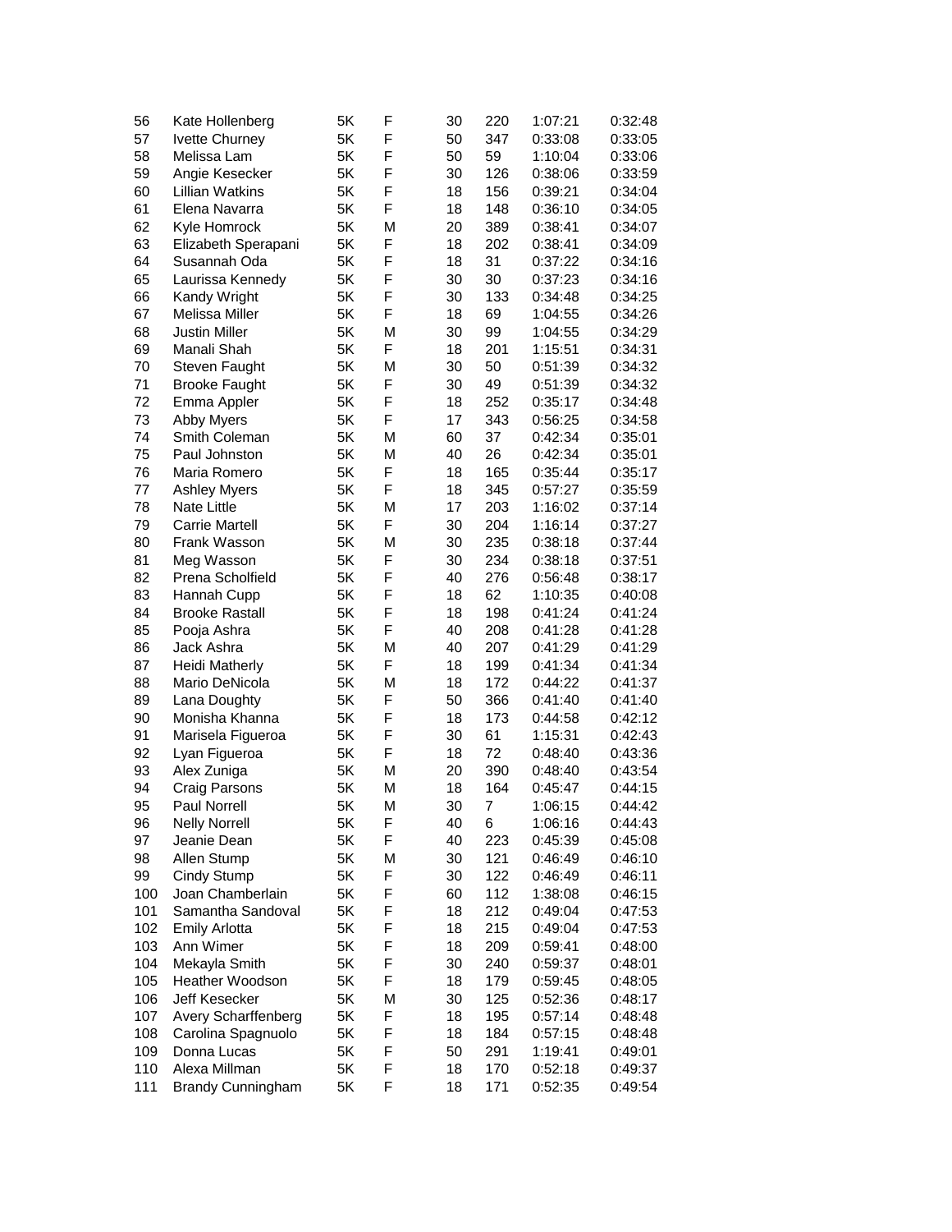| | | | | | | | |
|---|---|---|---|---|---|---|---|
| 56 | Kate Hollenberg | 5K | F | 30 | 220 | 1:07:21 | 0:32:48 |
| 57 | Ivette Churney | 5K | F | 50 | 347 | 0:33:08 | 0:33:05 |
| 58 | Melissa Lam | 5K | F | 50 | 59 | 1:10:04 | 0:33:06 |
| 59 | Angie Kesecker | 5K | F | 30 | 126 | 0:38:06 | 0:33:59 |
| 60 | Lillian Watkins | 5K | F | 18 | 156 | 0:39:21 | 0:34:04 |
| 61 | Elena Navarra | 5K | F | 18 | 148 | 0:36:10 | 0:34:05 |
| 62 | Kyle Homrock | 5K | M | 20 | 389 | 0:38:41 | 0:34:07 |
| 63 | Elizabeth Sperapani | 5K | F | 18 | 202 | 0:38:41 | 0:34:09 |
| 64 | Susannah Oda | 5K | F | 18 | 31 | 0:37:22 | 0:34:16 |
| 65 | Laurissa Kennedy | 5K | F | 30 | 30 | 0:37:23 | 0:34:16 |
| 66 | Kandy Wright | 5K | F | 30 | 133 | 0:34:48 | 0:34:25 |
| 67 | Melissa Miller | 5K | F | 18 | 69 | 1:04:55 | 0:34:26 |
| 68 | Justin Miller | 5K | M | 30 | 99 | 1:04:55 | 0:34:29 |
| 69 | Manali Shah | 5K | F | 18 | 201 | 1:15:51 | 0:34:31 |
| 70 | Steven Faught | 5K | M | 30 | 50 | 0:51:39 | 0:34:32 |
| 71 | Brooke Faught | 5K | F | 30 | 49 | 0:51:39 | 0:34:32 |
| 72 | Emma Appler | 5K | F | 18 | 252 | 0:35:17 | 0:34:48 |
| 73 | Abby Myers | 5K | F | 17 | 343 | 0:56:25 | 0:34:58 |
| 74 | Smith Coleman | 5K | M | 60 | 37 | 0:42:34 | 0:35:01 |
| 75 | Paul Johnston | 5K | M | 40 | 26 | 0:42:34 | 0:35:01 |
| 76 | Maria Romero | 5K | F | 18 | 165 | 0:35:44 | 0:35:17 |
| 77 | Ashley Myers | 5K | F | 18 | 345 | 0:57:27 | 0:35:59 |
| 78 | Nate Little | 5K | M | 17 | 203 | 1:16:02 | 0:37:14 |
| 79 | Carrie Martell | 5K | F | 30 | 204 | 1:16:14 | 0:37:27 |
| 80 | Frank Wasson | 5K | M | 30 | 235 | 0:38:18 | 0:37:44 |
| 81 | Meg Wasson | 5K | F | 30 | 234 | 0:38:18 | 0:37:51 |
| 82 | Prena Scholfield | 5K | F | 40 | 276 | 0:56:48 | 0:38:17 |
| 83 | Hannah Cupp | 5K | F | 18 | 62 | 1:10:35 | 0:40:08 |
| 84 | Brooke Rastall | 5K | F | 18 | 198 | 0:41:24 | 0:41:24 |
| 85 | Pooja Ashra | 5K | F | 40 | 208 | 0:41:28 | 0:41:28 |
| 86 | Jack Ashra | 5K | M | 40 | 207 | 0:41:29 | 0:41:29 |
| 87 | Heidi Matherly | 5K | F | 18 | 199 | 0:41:34 | 0:41:34 |
| 88 | Mario DeNicola | 5K | M | 18 | 172 | 0:44:22 | 0:41:37 |
| 89 | Lana Doughty | 5K | F | 50 | 366 | 0:41:40 | 0:41:40 |
| 90 | Monisha Khanna | 5K | F | 18 | 173 | 0:44:58 | 0:42:12 |
| 91 | Marisela Figueroa | 5K | F | 30 | 61 | 1:15:31 | 0:42:43 |
| 92 | Lyan Figueroa | 5K | F | 18 | 72 | 0:48:40 | 0:43:36 |
| 93 | Alex Zuniga | 5K | M | 20 | 390 | 0:48:40 | 0:43:54 |
| 94 | Craig Parsons | 5K | M | 18 | 164 | 0:45:47 | 0:44:15 |
| 95 | Paul Norrell | 5K | M | 30 | 7 | 1:06:15 | 0:44:42 |
| 96 | Nelly Norrell | 5K | F | 40 | 6 | 1:06:16 | 0:44:43 |
| 97 | Jeanie Dean | 5K | F | 40 | 223 | 0:45:39 | 0:45:08 |
| 98 | Allen Stump | 5K | M | 30 | 121 | 0:46:49 | 0:46:10 |
| 99 | Cindy Stump | 5K | F | 30 | 122 | 0:46:49 | 0:46:11 |
| 100 | Joan Chamberlain | 5K | F | 60 | 112 | 1:38:08 | 0:46:15 |
| 101 | Samantha Sandoval | 5K | F | 18 | 212 | 0:49:04 | 0:47:53 |
| 102 | Emily Arlotta | 5K | F | 18 | 215 | 0:49:04 | 0:47:53 |
| 103 | Ann Wimer | 5K | F | 18 | 209 | 0:59:41 | 0:48:00 |
| 104 | Mekayla Smith | 5K | F | 30 | 240 | 0:59:37 | 0:48:01 |
| 105 | Heather Woodson | 5K | F | 18 | 179 | 0:59:45 | 0:48:05 |
| 106 | Jeff Kesecker | 5K | M | 30 | 125 | 0:52:36 | 0:48:17 |
| 107 | Avery Scharffenberg | 5K | F | 18 | 195 | 0:57:14 | 0:48:48 |
| 108 | Carolina Spagnuolo | 5K | F | 18 | 184 | 0:57:15 | 0:48:48 |
| 109 | Donna Lucas | 5K | F | 50 | 291 | 1:19:41 | 0:49:01 |
| 110 | Alexa Millman | 5K | F | 18 | 170 | 0:52:18 | 0:49:37 |
| 111 | Brandy Cunningham | 5K | F | 18 | 171 | 0:52:35 | 0:49:54 |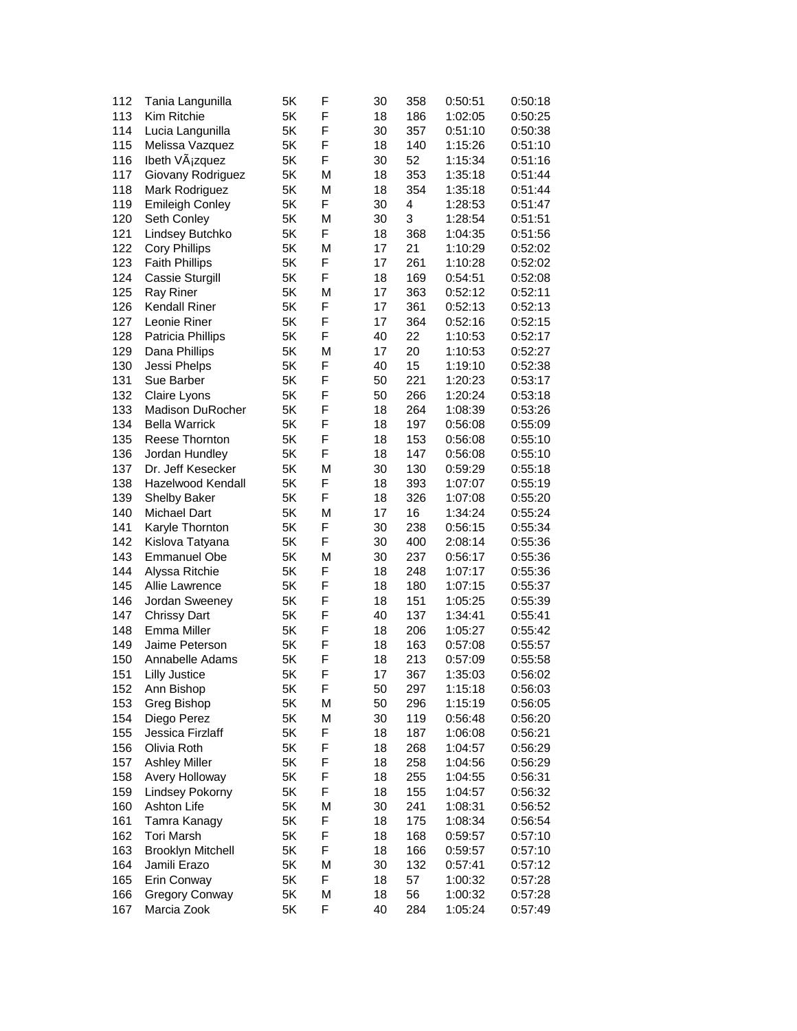| | | | | | | | |
|---|---|---|---|---|---|---|---|
| 112 | Tania Langunilla | 5K | F | 30 | 358 | 0:50:51 | 0:50:18 |
| 113 | Kim Ritchie | 5K | F | 18 | 186 | 1:02:05 | 0:50:25 |
| 114 | Lucia Langunilla | 5K | F | 30 | 357 | 0:51:10 | 0:50:38 |
| 115 | Melissa Vazquez | 5K | F | 18 | 140 | 1:15:26 | 0:51:10 |
| 116 | Ibeth VÃ¡zquez | 5K | F | 30 | 52 | 1:15:34 | 0:51:16 |
| 117 | Giovany Rodriguez | 5K | M | 18 | 353 | 1:35:18 | 0:51:44 |
| 118 | Mark Rodriguez | 5K | M | 18 | 354 | 1:35:18 | 0:51:44 |
| 119 | Emileigh Conley | 5K | F | 30 | 4 | 1:28:53 | 0:51:47 |
| 120 | Seth Conley | 5K | M | 30 | 3 | 1:28:54 | 0:51:51 |
| 121 | Lindsey Butchko | 5K | F | 18 | 368 | 1:04:35 | 0:51:56 |
| 122 | Cory Phillips | 5K | M | 17 | 21 | 1:10:29 | 0:52:02 |
| 123 | Faith Phillips | 5K | F | 17 | 261 | 1:10:28 | 0:52:02 |
| 124 | Cassie Sturgill | 5K | F | 18 | 169 | 0:54:51 | 0:52:08 |
| 125 | Ray Riner | 5K | M | 17 | 363 | 0:52:12 | 0:52:11 |
| 126 | Kendall Riner | 5K | F | 17 | 361 | 0:52:13 | 0:52:13 |
| 127 | Leonie Riner | 5K | F | 17 | 364 | 0:52:16 | 0:52:15 |
| 128 | Patricia Phillips | 5K | F | 40 | 22 | 1:10:53 | 0:52:17 |
| 129 | Dana Phillips | 5K | M | 17 | 20 | 1:10:53 | 0:52:27 |
| 130 | Jessi Phelps | 5K | F | 40 | 15 | 1:19:10 | 0:52:38 |
| 131 | Sue Barber | 5K | F | 50 | 221 | 1:20:23 | 0:53:17 |
| 132 | Claire Lyons | 5K | F | 50 | 266 | 1:20:24 | 0:53:18 |
| 133 | Madison DuRocher | 5K | F | 18 | 264 | 1:08:39 | 0:53:26 |
| 134 | Bella Warrick | 5K | F | 18 | 197 | 0:56:08 | 0:55:09 |
| 135 | Reese Thornton | 5K | F | 18 | 153 | 0:56:08 | 0:55:10 |
| 136 | Jordan Hundley | 5K | F | 18 | 147 | 0:56:08 | 0:55:10 |
| 137 | Dr. Jeff Kesecker | 5K | M | 30 | 130 | 0:59:29 | 0:55:18 |
| 138 | Hazelwood Kendall | 5K | F | 18 | 393 | 1:07:07 | 0:55:19 |
| 139 | Shelby Baker | 5K | F | 18 | 326 | 1:07:08 | 0:55:20 |
| 140 | Michael Dart | 5K | M | 17 | 16 | 1:34:24 | 0:55:24 |
| 141 | Karyle Thornton | 5K | F | 30 | 238 | 0:56:15 | 0:55:34 |
| 142 | Kislova Tatyana | 5K | F | 30 | 400 | 2:08:14 | 0:55:36 |
| 143 | Emmanuel Obe | 5K | M | 30 | 237 | 0:56:17 | 0:55:36 |
| 144 | Alyssa Ritchie | 5K | F | 18 | 248 | 1:07:17 | 0:55:36 |
| 145 | Allie Lawrence | 5K | F | 18 | 180 | 1:07:15 | 0:55:37 |
| 146 | Jordan Sweeney | 5K | F | 18 | 151 | 1:05:25 | 0:55:39 |
| 147 | Chrissy Dart | 5K | F | 40 | 137 | 1:34:41 | 0:55:41 |
| 148 | Emma Miller | 5K | F | 18 | 206 | 1:05:27 | 0:55:42 |
| 149 | Jaime Peterson | 5K | F | 18 | 163 | 0:57:08 | 0:55:57 |
| 150 | Annabelle Adams | 5K | F | 18 | 213 | 0:57:09 | 0:55:58 |
| 151 | Lilly Justice | 5K | F | 17 | 367 | 1:35:03 | 0:56:02 |
| 152 | Ann Bishop | 5K | F | 50 | 297 | 1:15:18 | 0:56:03 |
| 153 | Greg Bishop | 5K | M | 50 | 296 | 1:15:19 | 0:56:05 |
| 154 | Diego Perez | 5K | M | 30 | 119 | 0:56:48 | 0:56:20 |
| 155 | Jessica Firzlaff | 5K | F | 18 | 187 | 1:06:08 | 0:56:21 |
| 156 | Olivia Roth | 5K | F | 18 | 268 | 1:04:57 | 0:56:29 |
| 157 | Ashley Miller | 5K | F | 18 | 258 | 1:04:56 | 0:56:29 |
| 158 | Avery Holloway | 5K | F | 18 | 255 | 1:04:55 | 0:56:31 |
| 159 | Lindsey Pokorny | 5K | F | 18 | 155 | 1:04:57 | 0:56:32 |
| 160 | Ashton Life | 5K | M | 30 | 241 | 1:08:31 | 0:56:52 |
| 161 | Tamra Kanagy | 5K | F | 18 | 175 | 1:08:34 | 0:56:54 |
| 162 | Tori Marsh | 5K | F | 18 | 168 | 0:59:57 | 0:57:10 |
| 163 | Brooklyn Mitchell | 5K | F | 18 | 166 | 0:59:57 | 0:57:10 |
| 164 | Jamili Erazo | 5K | M | 30 | 132 | 0:57:41 | 0:57:12 |
| 165 | Erin Conway | 5K | F | 18 | 57 | 1:00:32 | 0:57:28 |
| 166 | Gregory Conway | 5K | M | 18 | 56 | 1:00:32 | 0:57:28 |
| 167 | Marcia Zook | 5K | F | 40 | 284 | 1:05:24 | 0:57:49 |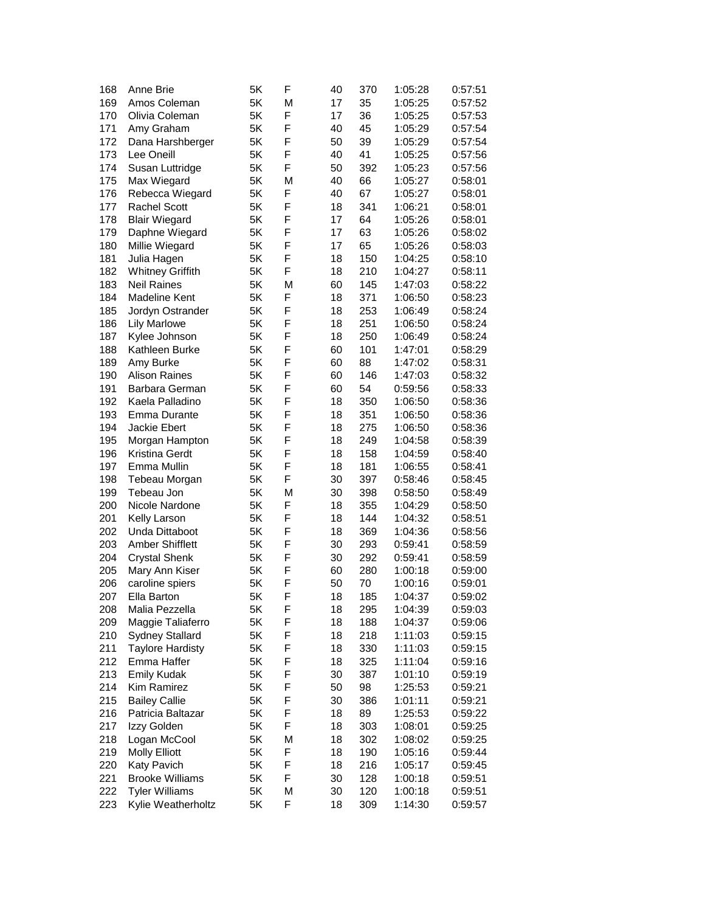| | | | | | | | |
|---|---|---|---|---|---|---|---|
| 168 | Anne Brie | 5K | F | 40 | 370 | 1:05:28 | 0:57:51 |
| 169 | Amos Coleman | 5K | M | 17 | 35 | 1:05:25 | 0:57:52 |
| 170 | Olivia Coleman | 5K | F | 17 | 36 | 1:05:25 | 0:57:53 |
| 171 | Amy Graham | 5K | F | 40 | 45 | 1:05:29 | 0:57:54 |
| 172 | Dana Harshberger | 5K | F | 50 | 39 | 1:05:29 | 0:57:54 |
| 173 | Lee Oneill | 5K | F | 40 | 41 | 1:05:25 | 0:57:56 |
| 174 | Susan Luttridge | 5K | F | 50 | 392 | 1:05:23 | 0:57:56 |
| 175 | Max Wiegard | 5K | M | 40 | 66 | 1:05:27 | 0:58:01 |
| 176 | Rebecca Wiegard | 5K | F | 40 | 67 | 1:05:27 | 0:58:01 |
| 177 | Rachel Scott | 5K | F | 18 | 341 | 1:06:21 | 0:58:01 |
| 178 | Blair Wiegard | 5K | F | 17 | 64 | 1:05:26 | 0:58:01 |
| 179 | Daphne Wiegard | 5K | F | 17 | 63 | 1:05:26 | 0:58:02 |
| 180 | Millie Wiegard | 5K | F | 17 | 65 | 1:05:26 | 0:58:03 |
| 181 | Julia Hagen | 5K | F | 18 | 150 | 1:04:25 | 0:58:10 |
| 182 | Whitney Griffith | 5K | F | 18 | 210 | 1:04:27 | 0:58:11 |
| 183 | Neil Raines | 5K | M | 60 | 145 | 1:47:03 | 0:58:22 |
| 184 | Madeline Kent | 5K | F | 18 | 371 | 1:06:50 | 0:58:23 |
| 185 | Jordyn Ostrander | 5K | F | 18 | 253 | 1:06:49 | 0:58:24 |
| 186 | Lily Marlowe | 5K | F | 18 | 251 | 1:06:50 | 0:58:24 |
| 187 | Kylee Johnson | 5K | F | 18 | 250 | 1:06:49 | 0:58:24 |
| 188 | Kathleen Burke | 5K | F | 60 | 101 | 1:47:01 | 0:58:29 |
| 189 | Amy Burke | 5K | F | 60 | 88 | 1:47:02 | 0:58:31 |
| 190 | Alison Raines | 5K | F | 60 | 146 | 1:47:03 | 0:58:32 |
| 191 | Barbara German | 5K | F | 60 | 54 | 0:59:56 | 0:58:33 |
| 192 | Kaela Palladino | 5K | F | 18 | 350 | 1:06:50 | 0:58:36 |
| 193 | Emma Durante | 5K | F | 18 | 351 | 1:06:50 | 0:58:36 |
| 194 | Jackie Ebert | 5K | F | 18 | 275 | 1:06:50 | 0:58:36 |
| 195 | Morgan Hampton | 5K | F | 18 | 249 | 1:04:58 | 0:58:39 |
| 196 | Kristina Gerdt | 5K | F | 18 | 158 | 1:04:59 | 0:58:40 |
| 197 | Emma Mullin | 5K | F | 18 | 181 | 1:06:55 | 0:58:41 |
| 198 | Tebeau Morgan | 5K | F | 30 | 397 | 0:58:46 | 0:58:45 |
| 199 | Tebeau Jon | 5K | M | 30 | 398 | 0:58:50 | 0:58:49 |
| 200 | Nicole Nardone | 5K | F | 18 | 355 | 1:04:29 | 0:58:50 |
| 201 | Kelly Larson | 5K | F | 18 | 144 | 1:04:32 | 0:58:51 |
| 202 | Unda Dittaboot | 5K | F | 18 | 369 | 1:04:36 | 0:58:56 |
| 203 | Amber Shifflett | 5K | F | 30 | 293 | 0:59:41 | 0:58:59 |
| 204 | Crystal Shenk | 5K | F | 30 | 292 | 0:59:41 | 0:58:59 |
| 205 | Mary Ann Kiser | 5K | F | 60 | 280 | 1:00:18 | 0:59:00 |
| 206 | caroline spiers | 5K | F | 50 | 70 | 1:00:16 | 0:59:01 |
| 207 | Ella Barton | 5K | F | 18 | 185 | 1:04:37 | 0:59:02 |
| 208 | Malia Pezzella | 5K | F | 18 | 295 | 1:04:39 | 0:59:03 |
| 209 | Maggie Taliaferro | 5K | F | 18 | 188 | 1:04:37 | 0:59:06 |
| 210 | Sydney Stallard | 5K | F | 18 | 218 | 1:11:03 | 0:59:15 |
| 211 | Taylore Hardisty | 5K | F | 18 | 330 | 1:11:03 | 0:59:15 |
| 212 | Emma Haffer | 5K | F | 18 | 325 | 1:11:04 | 0:59:16 |
| 213 | Emily Kudak | 5K | F | 30 | 387 | 1:01:10 | 0:59:19 |
| 214 | Kim Ramirez | 5K | F | 50 | 98 | 1:25:53 | 0:59:21 |
| 215 | Bailey Callie | 5K | F | 30 | 386 | 1:01:11 | 0:59:21 |
| 216 | Patricia Baltazar | 5K | F | 18 | 89 | 1:25:53 | 0:59:22 |
| 217 | Izzy Golden | 5K | F | 18 | 303 | 1:08:01 | 0:59:25 |
| 218 | Logan McCool | 5K | M | 18 | 302 | 1:08:02 | 0:59:25 |
| 219 | Molly Elliott | 5K | F | 18 | 190 | 1:05:16 | 0:59:44 |
| 220 | Katy Pavich | 5K | F | 18 | 216 | 1:05:17 | 0:59:45 |
| 221 | Brooke Williams | 5K | F | 30 | 128 | 1:00:18 | 0:59:51 |
| 222 | Tyler Williams | 5K | M | 30 | 120 | 1:00:18 | 0:59:51 |
| 223 | Kylie Weatherholtz | 5K | F | 18 | 309 | 1:14:30 | 0:59:57 |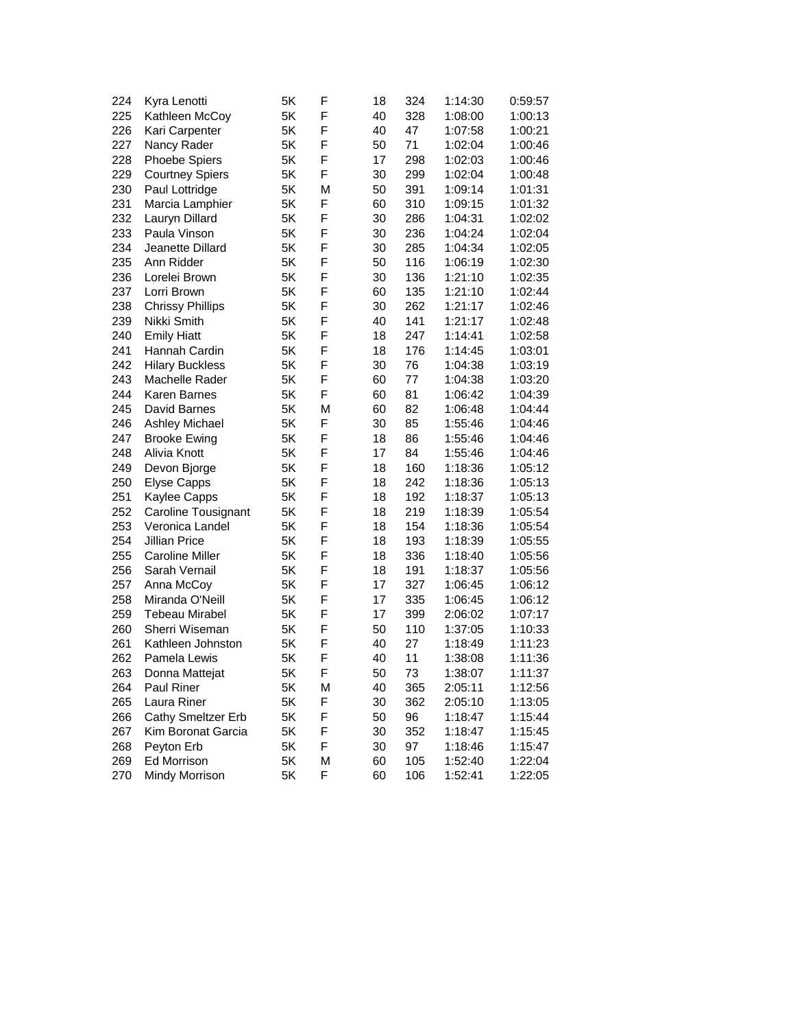| | | | | | | | |
|---|---|---|---|---|---|---|---|
| 224 | Kyra Lenotti | 5K | F | 18 | 324 | 1:14:30 | 0:59:57 |
| 225 | Kathleen McCoy | 5K | F | 40 | 328 | 1:08:00 | 1:00:13 |
| 226 | Kari Carpenter | 5K | F | 40 | 47 | 1:07:58 | 1:00:21 |
| 227 | Nancy Rader | 5K | F | 50 | 71 | 1:02:04 | 1:00:46 |
| 228 | Phoebe Spiers | 5K | F | 17 | 298 | 1:02:03 | 1:00:46 |
| 229 | Courtney Spiers | 5K | F | 30 | 299 | 1:02:04 | 1:00:48 |
| 230 | Paul Lottridge | 5K | M | 50 | 391 | 1:09:14 | 1:01:31 |
| 231 | Marcia Lamphier | 5K | F | 60 | 310 | 1:09:15 | 1:01:32 |
| 232 | Lauryn Dillard | 5K | F | 30 | 286 | 1:04:31 | 1:02:02 |
| 233 | Paula Vinson | 5K | F | 30 | 236 | 1:04:24 | 1:02:04 |
| 234 | Jeanette Dillard | 5K | F | 30 | 285 | 1:04:34 | 1:02:05 |
| 235 | Ann Ridder | 5K | F | 50 | 116 | 1:06:19 | 1:02:30 |
| 236 | Lorelei Brown | 5K | F | 30 | 136 | 1:21:10 | 1:02:35 |
| 237 | Lorri Brown | 5K | F | 60 | 135 | 1:21:10 | 1:02:44 |
| 238 | Chrissy Phillips | 5K | F | 30 | 262 | 1:21:17 | 1:02:46 |
| 239 | Nikki Smith | 5K | F | 40 | 141 | 1:21:17 | 1:02:48 |
| 240 | Emily Hiatt | 5K | F | 18 | 247 | 1:14:41 | 1:02:58 |
| 241 | Hannah Cardin | 5K | F | 18 | 176 | 1:14:45 | 1:03:01 |
| 242 | Hilary Buckless | 5K | F | 30 | 76 | 1:04:38 | 1:03:19 |
| 243 | Machelle Rader | 5K | F | 60 | 77 | 1:04:38 | 1:03:20 |
| 244 | Karen Barnes | 5K | F | 60 | 81 | 1:06:42 | 1:04:39 |
| 245 | David Barnes | 5K | M | 60 | 82 | 1:06:48 | 1:04:44 |
| 246 | Ashley Michael | 5K | F | 30 | 85 | 1:55:46 | 1:04:46 |
| 247 | Brooke Ewing | 5K | F | 18 | 86 | 1:55:46 | 1:04:46 |
| 248 | Alivia Knott | 5K | F | 17 | 84 | 1:55:46 | 1:04:46 |
| 249 | Devon Bjorge | 5K | F | 18 | 160 | 1:18:36 | 1:05:12 |
| 250 | Elyse Capps | 5K | F | 18 | 242 | 1:18:36 | 1:05:13 |
| 251 | Kaylee Capps | 5K | F | 18 | 192 | 1:18:37 | 1:05:13 |
| 252 | Caroline Tousignant | 5K | F | 18 | 219 | 1:18:39 | 1:05:54 |
| 253 | Veronica Landel | 5K | F | 18 | 154 | 1:18:36 | 1:05:54 |
| 254 | Jillian Price | 5K | F | 18 | 193 | 1:18:39 | 1:05:55 |
| 255 | Caroline Miller | 5K | F | 18 | 336 | 1:18:40 | 1:05:56 |
| 256 | Sarah Vernail | 5K | F | 18 | 191 | 1:18:37 | 1:05:56 |
| 257 | Anna McCoy | 5K | F | 17 | 327 | 1:06:45 | 1:06:12 |
| 258 | Miranda O'Neill | 5K | F | 17 | 335 | 1:06:45 | 1:06:12 |
| 259 | Tebeau Mirabel | 5K | F | 17 | 399 | 2:06:02 | 1:07:17 |
| 260 | Sherri Wiseman | 5K | F | 50 | 110 | 1:37:05 | 1:10:33 |
| 261 | Kathleen Johnston | 5K | F | 40 | 27 | 1:18:49 | 1:11:23 |
| 262 | Pamela Lewis | 5K | F | 40 | 11 | 1:38:08 | 1:11:36 |
| 263 | Donna Mattejat | 5K | F | 50 | 73 | 1:38:07 | 1:11:37 |
| 264 | Paul Riner | 5K | M | 40 | 365 | 2:05:11 | 1:12:56 |
| 265 | Laura Riner | 5K | F | 30 | 362 | 2:05:10 | 1:13:05 |
| 266 | Cathy Smeltzer Erb | 5K | F | 50 | 96 | 1:18:47 | 1:15:44 |
| 267 | Kim Boronat Garcia | 5K | F | 30 | 352 | 1:18:47 | 1:15:45 |
| 268 | Peyton Erb | 5K | F | 30 | 97 | 1:18:46 | 1:15:47 |
| 269 | Ed Morrison | 5K | M | 60 | 105 | 1:52:40 | 1:22:04 |
| 270 | Mindy Morrison | 5K | F | 60 | 106 | 1:52:41 | 1:22:05 |